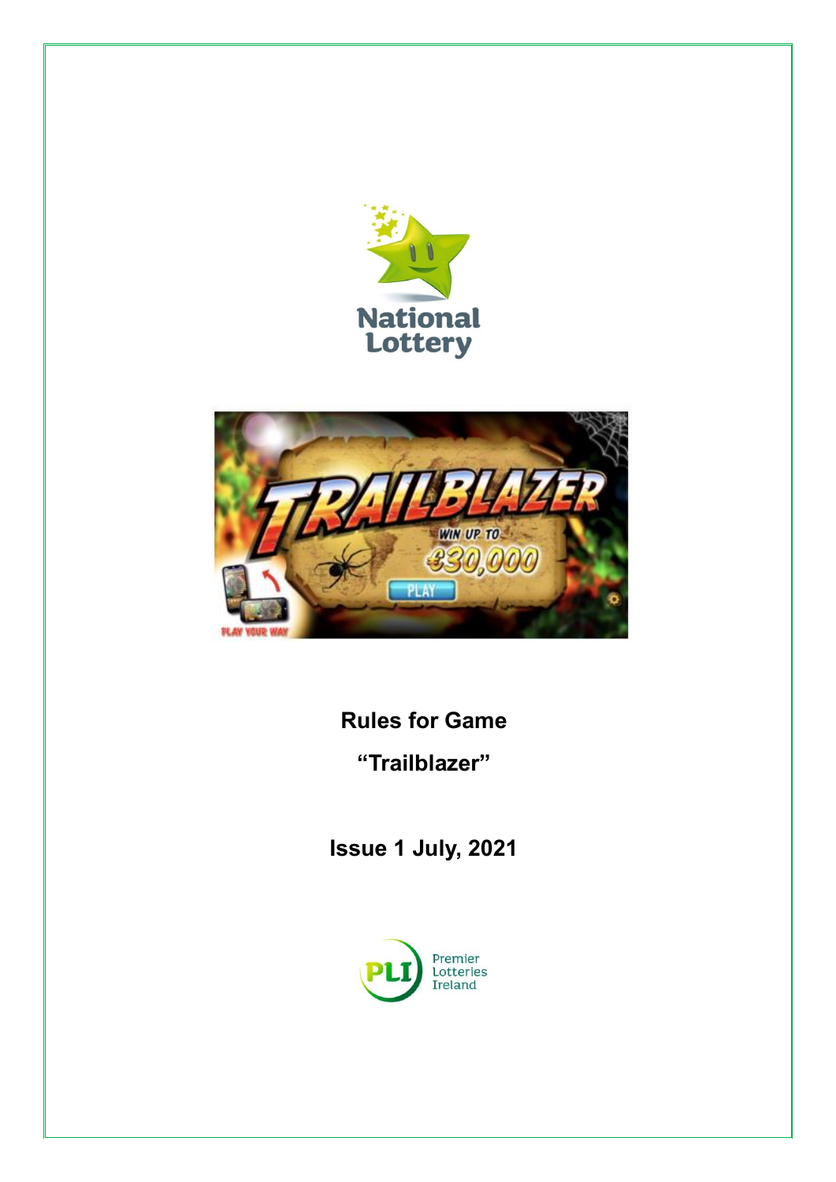**Rules for Game**

**"Trailblazer"**

**Issue 1 July, 2021**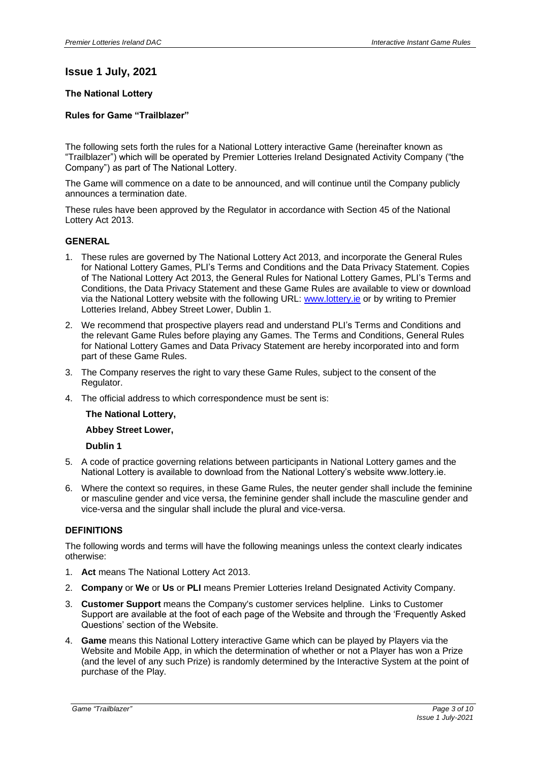## Issue 1 July, 2021

**The National Lottery**

**Rules for Game "Trailblazer"**

The following sets forth the rules for a National Lottery interactive Game (hereinafter known as "Trailblazer") which will be operated by Premier Lotteries Ireland Designated Activity Company ("the Company") as part of The National Lottery.

The Game will commence on a date to be announced, and will continue until the Company publicly announces a termination date.

These rules have been approved by the Regulator in accordance with Section 45 of the National Lottery Act 2013.

### GENERAL

1. These rules are governed by The National Lottery Act 2013, and incorporate the General Rules for National Lottery Games, PLI's Terms and Conditions and the Data Privacy Statement. Copies of The National Lottery Act 2013, the General Rules for National Lottery Games, PLI's Terms and Conditions, the Data Privacy Statement and these Game Rules are available to view or download via the National Lottery website with the following URL: [www.lottery.ie](www.lottery.ie) or by writing to Premier Lotteries Ireland, Abbey Street Lower, Dublin 1.
2. We recommend that prospective players read and understand PLI's Terms and Conditions and the relevant Game Rules before playing any Games. The Terms and Conditions, General Rules for National Lottery Games and Data Privacy Statement are hereby incorporated into and form part of these Game Rules.
3. The Company reserves the right to vary these Game Rules, subject to the consent of the Regulator.
4. The official address to which correspondence must be sent is:

   **The National Lottery,**

   **Abbey Street Lower,**

   **Dublin 1**
5. A code of practice governing relations between participants in National Lottery games and the National Lottery is available to download from the National Lottery's website www.lottery.ie.
6. Where the context so requires, in these Game Rules, the neuter gender shall include the feminine or masculine gender and vice versa, the feminine gender shall include the masculine gender and vice-versa and the singular shall include the plural and vice-versa.

### DEFINITIONS

The following words and terms will have the following meanings unless the context clearly indicates otherwise:

1. **Act** means The National Lottery Act 2013.
2. **Company** or **We** or **Us** or **PLI** means Premier Lotteries Ireland Designated Activity Company.
3. **Customer Support** means the Company's customer services helpline. Links to Customer Support are available at the foot of each page of the Website and through the 'Frequently Asked Questions' section of the Website.
4. **Game** means this National Lottery interactive Game which can be played by Players via the Website and Mobile App, in which the determination of whether or not a Player has won a Prize (and the level of any such Prize) is randomly determined by the Interactive System at the point of purchase of the Play.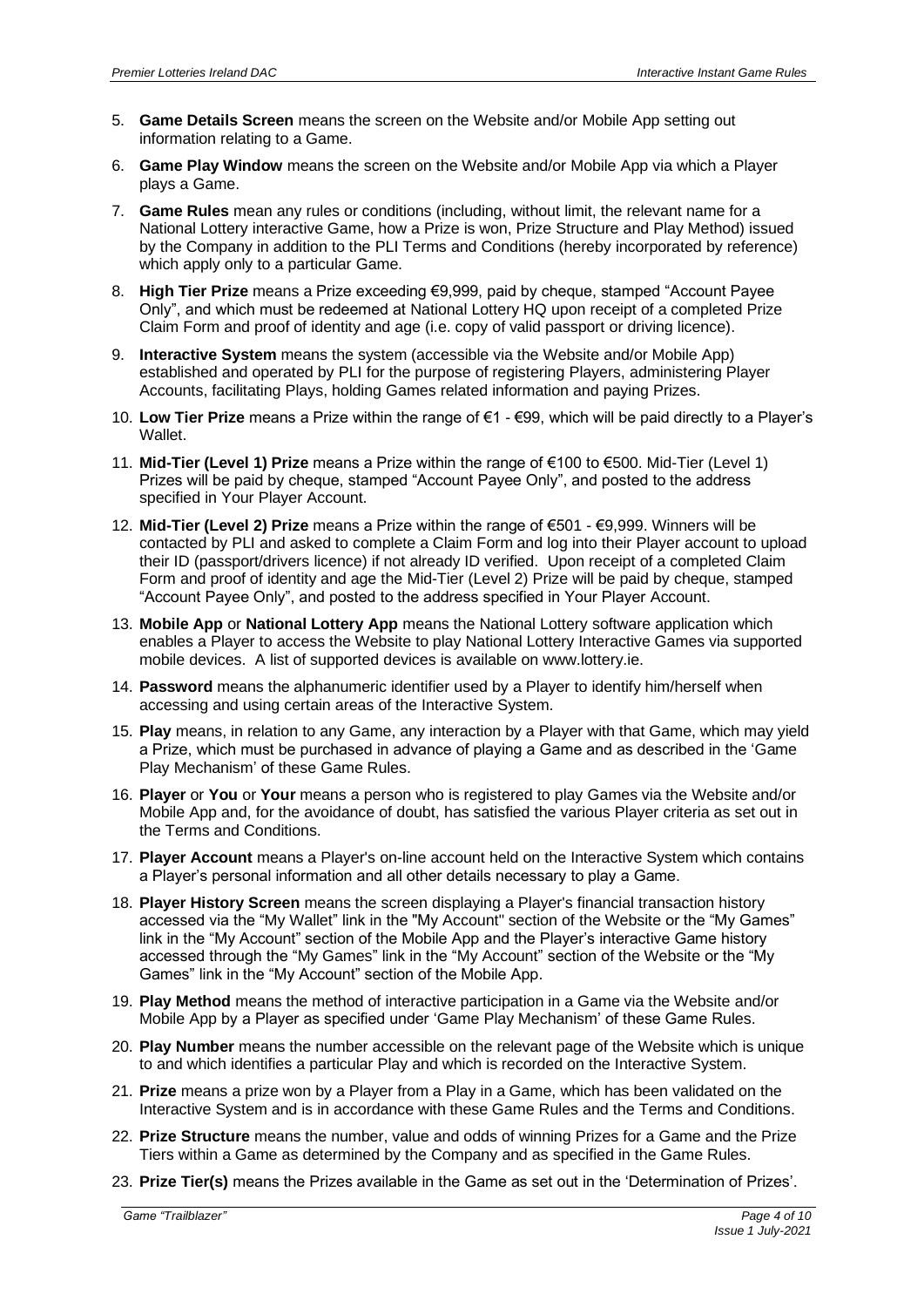5. **Game Details Screen** means the screen on the Website and/or Mobile App setting out information relating to a Game.
6. **Game Play Window** means the screen on the Website and/or Mobile App via which a Player plays a Game.
7. **Game Rules** mean any rules or conditions (including, without limit, the relevant name for a National Lottery interactive Game, how a Prize is won, Prize Structure and Play Method) issued by the Company in addition to the PLI Terms and Conditions (hereby incorporated by reference) which apply only to a particular Game.
8. **High Tier Prize** means a Prize exceeding €9,999, paid by cheque, stamped "Account Payee Only", and which must be redeemed at National Lottery HQ upon receipt of a completed Prize Claim Form and proof of identity and age (i.e. copy of valid passport or driving licence).
9. **Interactive System** means the system (accessible via the Website and/or Mobile App) established and operated by PLI for the purpose of registering Players, administering Player Accounts, facilitating Plays, holding Games related information and paying Prizes.
10. **Low Tier Prize** means a Prize within the range of €1 - €99, which will be paid directly to a Player's Wallet.
11. **Mid-Tier (Level 1) Prize** means a Prize within the range of €100 to €500. Mid-Tier (Level 1) Prizes will be paid by cheque, stamped "Account Payee Only", and posted to the address specified in Your Player Account.
12. **Mid-Tier (Level 2) Prize** means a Prize within the range of €501 - €9,999. Winners will be contacted by PLI and asked to complete a Claim Form and log into their Player account to upload their ID (passport/drivers licence) if not already ID verified. Upon receipt of a completed Claim Form and proof of identity and age the Mid-Tier (Level 2) Prize will be paid by cheque, stamped "Account Payee Only", and posted to the address specified in Your Player Account.
13. **Mobile App** or **National Lottery App** means the National Lottery software application which enables a Player to access the Website to play National Lottery Interactive Games via supported mobile devices. A list of supported devices is available on www.lottery.ie.
14. **Password** means the alphanumeric identifier used by a Player to identify him/herself when accessing and using certain areas of the Interactive System.
15. **Play** means, in relation to any Game, any interaction by a Player with that Game, which may yield a Prize, which must be purchased in advance of playing a Game and as described in the 'Game Play Mechanism' of these Game Rules.
16. **Player** or **You** or **Your** means a person who is registered to play Games via the Website and/or Mobile App and, for the avoidance of doubt, has satisfied the various Player criteria as set out in the Terms and Conditions.
17. **Player Account** means a Player's on-line account held on the Interactive System which contains a Player's personal information and all other details necessary to play a Game.
18. **Player History Screen** means the screen displaying a Player's financial transaction history accessed via the "My Wallet" link in the "My Account" section of the Website or the "My Games" link in the "My Account" section of the Mobile App and the Player's interactive Game history accessed through the "My Games" link in the "My Account" section of the Website or the "My Games" link in the "My Account" section of the Mobile App.
19. **Play Method** means the method of interactive participation in a Game via the Website and/or Mobile App by a Player as specified under 'Game Play Mechanism' of these Game Rules.
20. **Play Number** means the number accessible on the relevant page of the Website which is unique to and which identifies a particular Play and which is recorded on the Interactive System.
21. **Prize** means a prize won by a Player from a Play in a Game, which has been validated on the Interactive System and is in accordance with these Game Rules and the Terms and Conditions.
22. **Prize Structure** means the number, value and odds of winning Prizes for a Game and the Prize Tiers within a Game as determined by the Company and as specified in the Game Rules.
23. **Prize Tier(s)** means the Prizes available in the Game as set out in the 'Determination of Prizes'.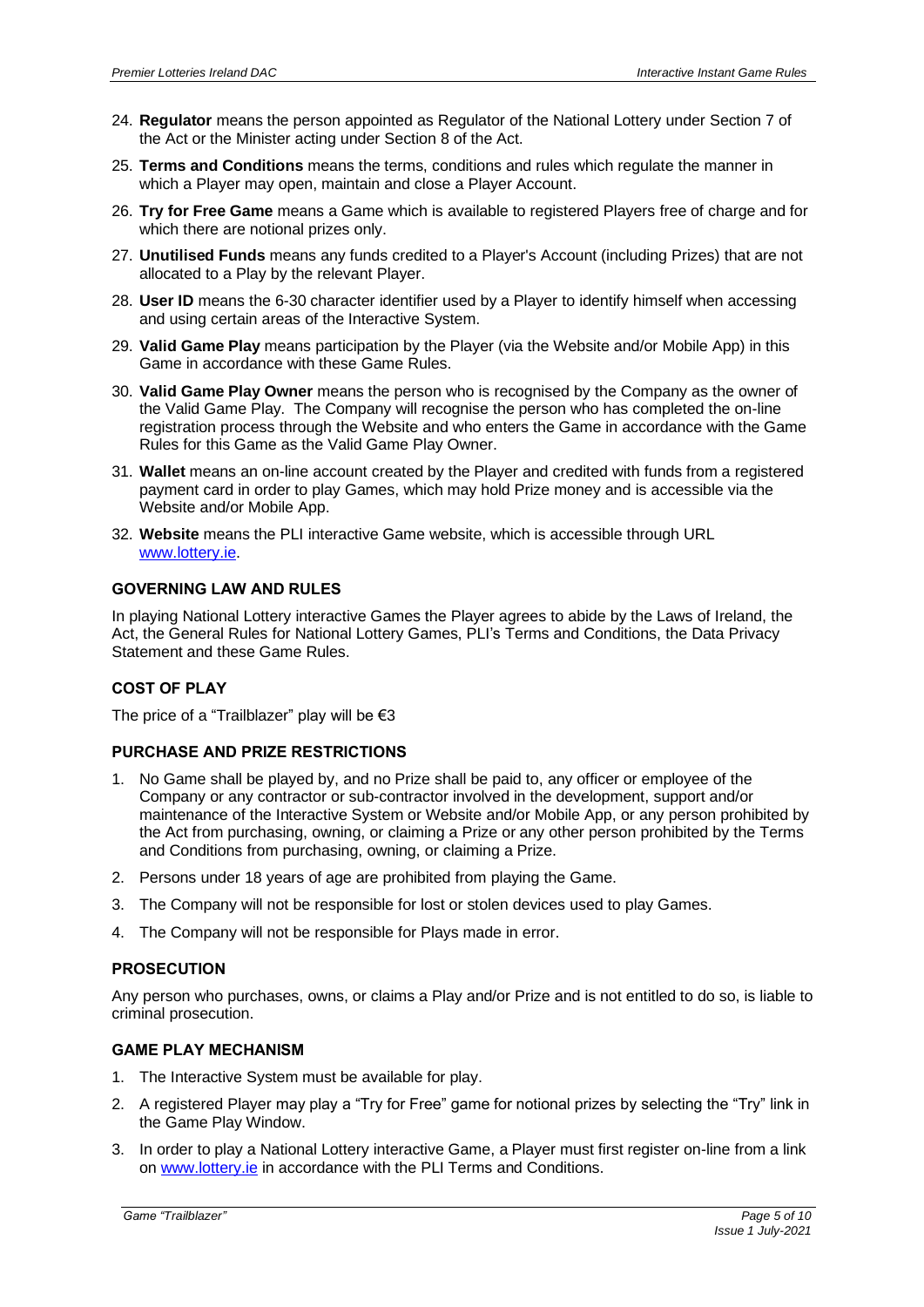24. **Regulator** means the person appointed as Regulator of the National Lottery under Section 7 of the Act or the Minister acting under Section 8 of the Act.
25. **Terms and Conditions** means the terms, conditions and rules which regulate the manner in which a Player may open, maintain and close a Player Account.
26. **Try for Free Game** means a Game which is available to registered Players free of charge and for which there are notional prizes only.
27. **Unutilised Funds** means any funds credited to a Player's Account (including Prizes) that are not allocated to a Play by the relevant Player.
28. **User ID** means the 6-30 character identifier used by a Player to identify himself when accessing and using certain areas of the Interactive System.
29. **Valid Game Play** means participation by the Player (via the Website and/or Mobile App) in this Game in accordance with these Game Rules.
30. **Valid Game Play Owner** means the person who is recognised by the Company as the owner of the Valid Game Play. The Company will recognise the person who has completed the on-line registration process through the Website and who enters the Game in accordance with the Game Rules for this Game as the Valid Game Play Owner.
31. **Wallet** means an on-line account created by the Player and credited with funds from a registered payment card in order to play Games, which may hold Prize money and is accessible via the Website and/or Mobile App.
32. **Website** means the PLI interactive Game website, which is accessible through URL [www.lottery.ie](www.lottery.ie).

## GOVERNING LAW AND RULES

In playing National Lottery interactive Games the Player agrees to abide by the Laws of Ireland, the Act, the General Rules for National Lottery Games, PLI's Terms and Conditions, the Data Privacy Statement and these Game Rules.

## COST OF PLAY

The price of a "Trailblazer" play will be €3

## PURCHASE AND PRIZE RESTRICTIONS

1. No Game shall be played by, and no Prize shall be paid to, any officer or employee of the Company or any contractor or sub-contractor involved in the development, support and/or maintenance of the Interactive System or Website and/or Mobile App, or any person prohibited by the Act from purchasing, owning, or claiming a Prize or any other person prohibited by the Terms and Conditions from purchasing, owning, or claiming a Prize.
2. Persons under 18 years of age are prohibited from playing the Game.
3. The Company will not be responsible for lost or stolen devices used to play Games.
4. The Company will not be responsible for Plays made in error.

## PROSECUTION

Any person who purchases, owns, or claims a Play and/or Prize and is not entitled to do so, is liable to criminal prosecution.

## GAME PLAY MECHANISM

1. The Interactive System must be available for play.
2. A registered Player may play a "Try for Free" game for notional prizes by selecting the "Try" link in the Game Play Window.
3. In order to play a National Lottery interactive Game, a Player must first register on-line from a link on [www.lottery.ie](www.lottery.ie) in accordance with the PLI Terms and Conditions.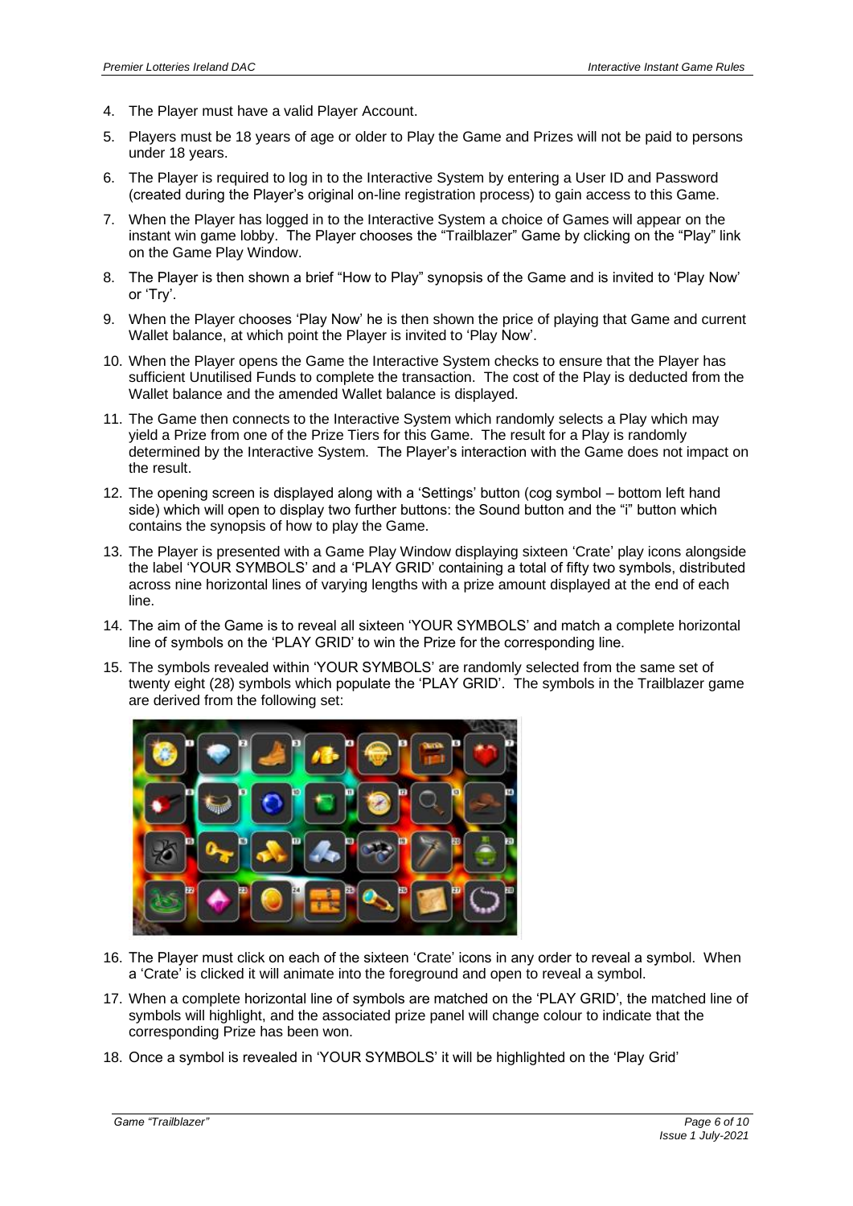4. The Player must have a valid Player Account.
5. Players must be 18 years of age or older to Play the Game and Prizes will not be paid to persons under 18 years.
6. The Player is required to log in to the Interactive System by entering a User ID and Password (created during the Player's original on-line registration process) to gain access to this Game.
7. When the Player has logged in to the Interactive System a choice of Games will appear on the instant win game lobby. The Player chooses the "Trailblazer" Game by clicking on the "Play" link on the Game Play Window.
8. The Player is then shown a brief "How to Play" synopsis of the Game and is invited to 'Play Now' or 'Try'.
9. When the Player chooses 'Play Now' he is then shown the price of playing that Game and current Wallet balance, at which point the Player is invited to 'Play Now'.
10. When the Player opens the Game the Interactive System checks to ensure that the Player has sufficient Unutilised Funds to complete the transaction. The cost of the Play is deducted from the Wallet balance and the amended Wallet balance is displayed.
11. The Game then connects to the Interactive System which randomly selects a Play which may yield a Prize from one of the Prize Tiers for this Game. The result for a Play is randomly determined by the Interactive System. The Player's interaction with the Game does not impact on the result.
12. The opening screen is displayed along with a 'Settings' button (cog symbol – bottom left hand side) which will open to display two further buttons: the Sound button and the "i" button which contains the synopsis of how to play the Game.
13. The Player is presented with a Game Play Window displaying sixteen 'Crate' play icons alongside the label 'YOUR SYMBOLS' and a 'PLAY GRID' containing a total of fifty two symbols, distributed across nine horizontal lines of varying lengths with a prize amount displayed at the end of each line.
14. The aim of the Game is to reveal all sixteen 'YOUR SYMBOLS' and match a complete horizontal line of symbols on the 'PLAY GRID' to win the Prize for the corresponding line.
15. The symbols revealed within 'YOUR SYMBOLS' are randomly selected from the same set of twenty eight (28) symbols which populate the 'PLAY GRID'. The symbols in the Trailblazer game are derived from the following set:
16. The Player must click on each of the sixteen 'Crate' icons in any order to reveal a symbol. When a 'Crate' is clicked it will animate into the foreground and open to reveal a symbol.
17. When a complete horizontal line of symbols are matched on the 'PLAY GRID', the matched line of symbols will highlight, and the associated prize panel will change colour to indicate that the corresponding Prize has been won.
18. Once a symbol is revealed in 'YOUR SYMBOLS' it will be highlighted on the 'Play Grid'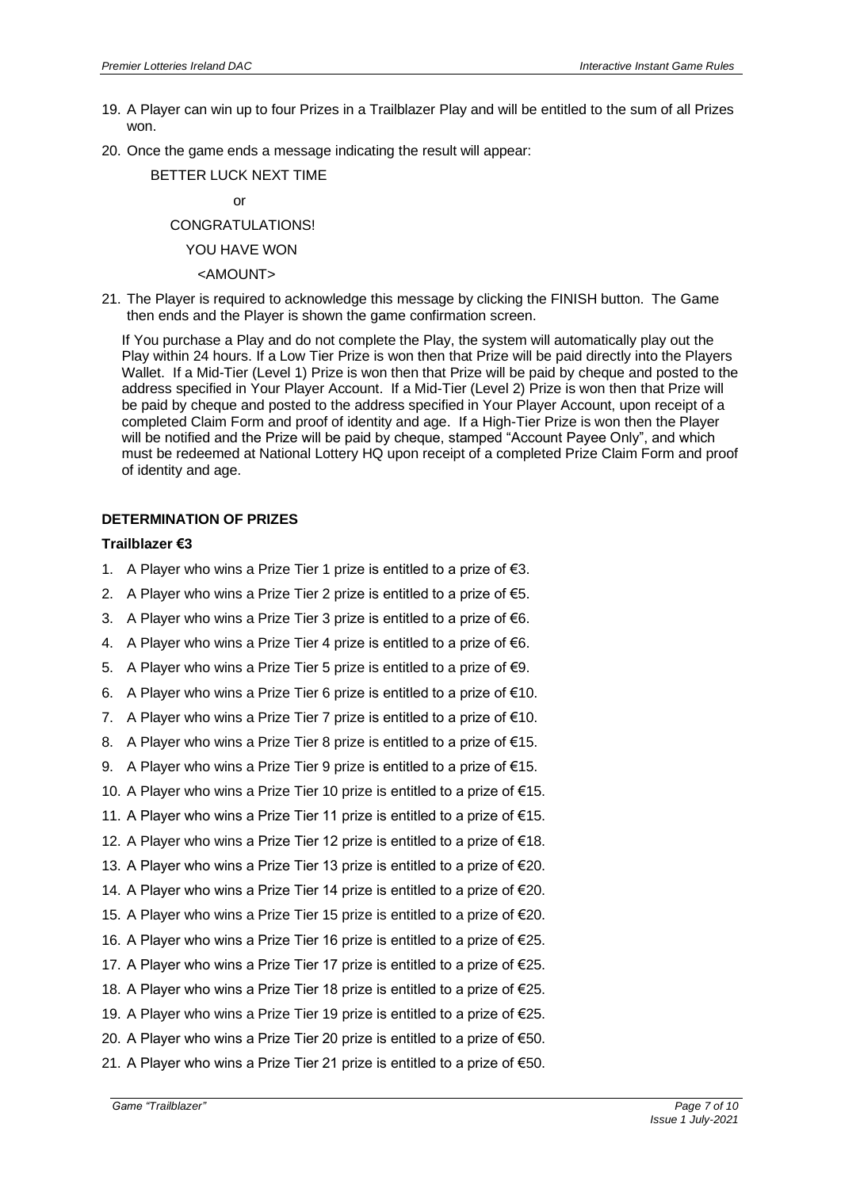19. A Player can win up to four Prizes in a Trailblazer Play and will be entitled to the sum of all Prizes won.
20. Once the game ends a message indicating the result will appear:

    BETTER LUCK NEXT TIME

    or

    CONGRATULATIONS!

    YOU HAVE WON

    <AMOUNT>

21. The Player is required to acknowledge this message by clicking the FINISH button. The Game then ends and the Player is shown the game confirmation screen.

    If You purchase a Play and do not complete the Play, the system will automatically play out the Play within 24 hours. If a Low Tier Prize is won then that Prize will be paid directly into the Players Wallet. If a Mid-Tier (Level 1) Prize is won then that Prize will be paid by cheque and posted to the address specified in Your Player Account. If a Mid-Tier (Level 2) Prize is won then that Prize will be paid by cheque and posted to the address specified in Your Player Account, upon receipt of a completed Claim Form and proof of identity and age. If a High-Tier Prize is won then the Player will be notified and the Prize will be paid by cheque, stamped "Account Payee Only", and which must be redeemed at National Lottery HQ upon receipt of a completed Prize Claim Form and proof of identity and age.

## DETERMINATION OF PRIZES

### Trailblazer €3

1. A Player who wins a Prize Tier 1 prize is entitled to a prize of €3.
2. A Player who wins a Prize Tier 2 prize is entitled to a prize of €5.
3. A Player who wins a Prize Tier 3 prize is entitled to a prize of €6.
4. A Player who wins a Prize Tier 4 prize is entitled to a prize of €6.
5. A Player who wins a Prize Tier 5 prize is entitled to a prize of €9.
6. A Player who wins a Prize Tier 6 prize is entitled to a prize of €10.
7. A Player who wins a Prize Tier 7 prize is entitled to a prize of €10.
8. A Player who wins a Prize Tier 8 prize is entitled to a prize of €15.
9. A Player who wins a Prize Tier 9 prize is entitled to a prize of €15.
10. A Player who wins a Prize Tier 10 prize is entitled to a prize of €15.
11. A Player who wins a Prize Tier 11 prize is entitled to a prize of €15.
12. A Player who wins a Prize Tier 12 prize is entitled to a prize of €18.
13. A Player who wins a Prize Tier 13 prize is entitled to a prize of €20.
14. A Player who wins a Prize Tier 14 prize is entitled to a prize of €20.
15. A Player who wins a Prize Tier 15 prize is entitled to a prize of €20.
16. A Player who wins a Prize Tier 16 prize is entitled to a prize of €25.
17. A Player who wins a Prize Tier 17 prize is entitled to a prize of €25.
18. A Player who wins a Prize Tier 18 prize is entitled to a prize of €25.
19. A Player who wins a Prize Tier 19 prize is entitled to a prize of €25.
20. A Player who wins a Prize Tier 20 prize is entitled to a prize of €50.
21. A Player who wins a Prize Tier 21 prize is entitled to a prize of €50.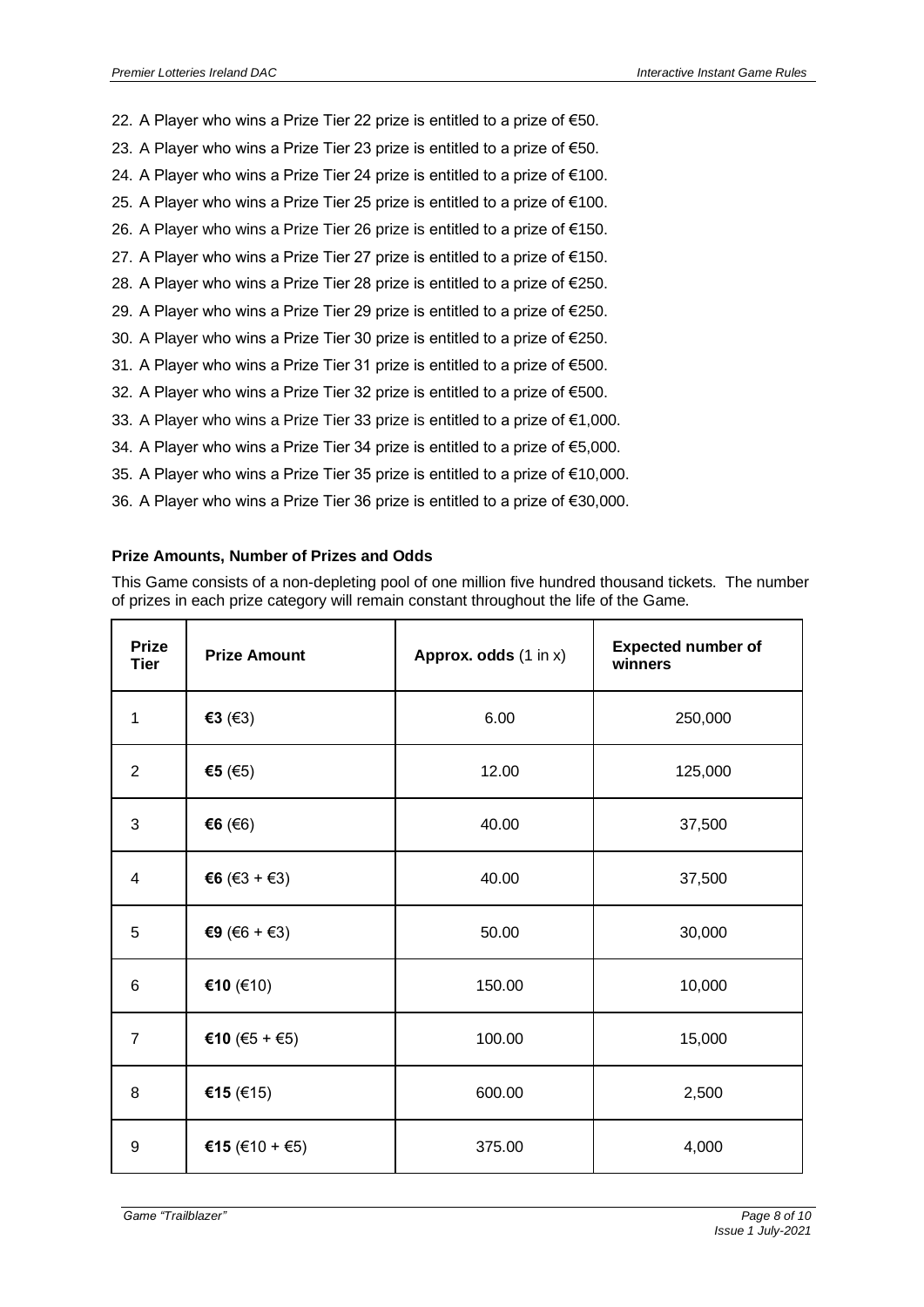22. A Player who wins a Prize Tier 22 prize is entitled to a prize of €50.
23. A Player who wins a Prize Tier 23 prize is entitled to a prize of €50.
24. A Player who wins a Prize Tier 24 prize is entitled to a prize of €100.
25. A Player who wins a Prize Tier 25 prize is entitled to a prize of €100.
26. A Player who wins a Prize Tier 26 prize is entitled to a prize of €150.
27. A Player who wins a Prize Tier 27 prize is entitled to a prize of €150.
28. A Player who wins a Prize Tier 28 prize is entitled to a prize of €250.
29. A Player who wins a Prize Tier 29 prize is entitled to a prize of €250.
30. A Player who wins a Prize Tier 30 prize is entitled to a prize of €250.
31. A Player who wins a Prize Tier 31 prize is entitled to a prize of €500.
32. A Player who wins a Prize Tier 32 prize is entitled to a prize of €500.
33. A Player who wins a Prize Tier 33 prize is entitled to a prize of €1,000.
34. A Player who wins a Prize Tier 34 prize is entitled to a prize of €5,000.
35. A Player who wins a Prize Tier 35 prize is entitled to a prize of €10,000.
36. A Player who wins a Prize Tier 36 prize is entitled to a prize of €30,000.

**Prize Amounts, Number of Prizes and Odds**

This Game consists of a non-depleting pool of one million five hundred thousand tickets. The number of prizes in each prize category will remain constant throughout the life of the Game.

| Prize Tier | Prize Amount | Approx. odds (1 in x) | Expected number of winners |
|---|---|---|---|
| 1 | **€3** (€3) | 6.00 | 250,000 |
| 2 | **€5** (€5) | 12.00 | 125,000 |
| 3 | **€6** (€6) | 40.00 | 37,500 |
| 4 | **€6** (€3 + €3) | 40.00 | 37,500 |
| 5 | **€9** (€6 + €3) | 50.00 | 30,000 |
| 6 | **€10** (€10) | 150.00 | 10,000 |
| 7 | **€10** (€5 + €5) | 100.00 | 15,000 |
| 8 | **€15** (€15) | 600.00 | 2,500 |
| 9 | **€15** (€10 + €5) | 375.00 | 4,000 |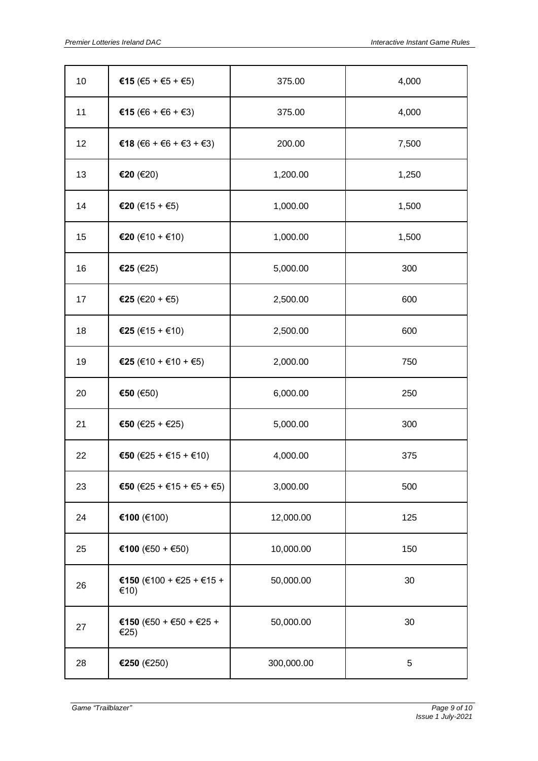| 10 | **€15** (€5 + €5 + €5) | 375.00 | 4,000 |
|---|---|---|---|
| 11 | **€15** (€6 + €6 + €3) | 375.00 | 4,000 |
| 12 | **€18** (€6 + €6 + €3 + €3) | 200.00 | 7,500 |
| 13 | **€20** (€20) | 1,200.00 | 1,250 |
| 14 | **€20** (€15 + €5) | 1,000.00 | 1,500 |
| 15 | **€20** (€10 + €10) | 1,000.00 | 1,500 |
| 16 | **€25** (€25) | 5,000.00 | 300 |
| 17 | **€25** (€20 + €5) | 2,500.00 | 600 |
| 18 | **€25** (€15 + €10) | 2,500.00 | 600 |
| 19 | **€25** (€10 + €10 + €5) | 2,000.00 | 750 |
| 20 | **€50** (€50) | 6,000.00 | 250 |
| 21 | **€50** (€25 + €25) | 5,000.00 | 300 |
| 22 | **€50** (€25 + €15 + €10) | 4,000.00 | 375 |
| 23 | **€50** (€25 + €15 + €5 + €5) | 3,000.00 | 500 |
| 24 | **€100** (€100) | 12,000.00 | 125 |
| 25 | **€100** (€50 + €50) | 10,000.00 | 150 |
| 26 | **€150** (€100 + €25 + €15 + €10) | 50,000.00 | 30 |
| 27 | **€150** (€50 + €50 + €25 + €25) | 50,000.00 | 30 |
| 28 | **€250** (€250) | 300,000.00 | 5 |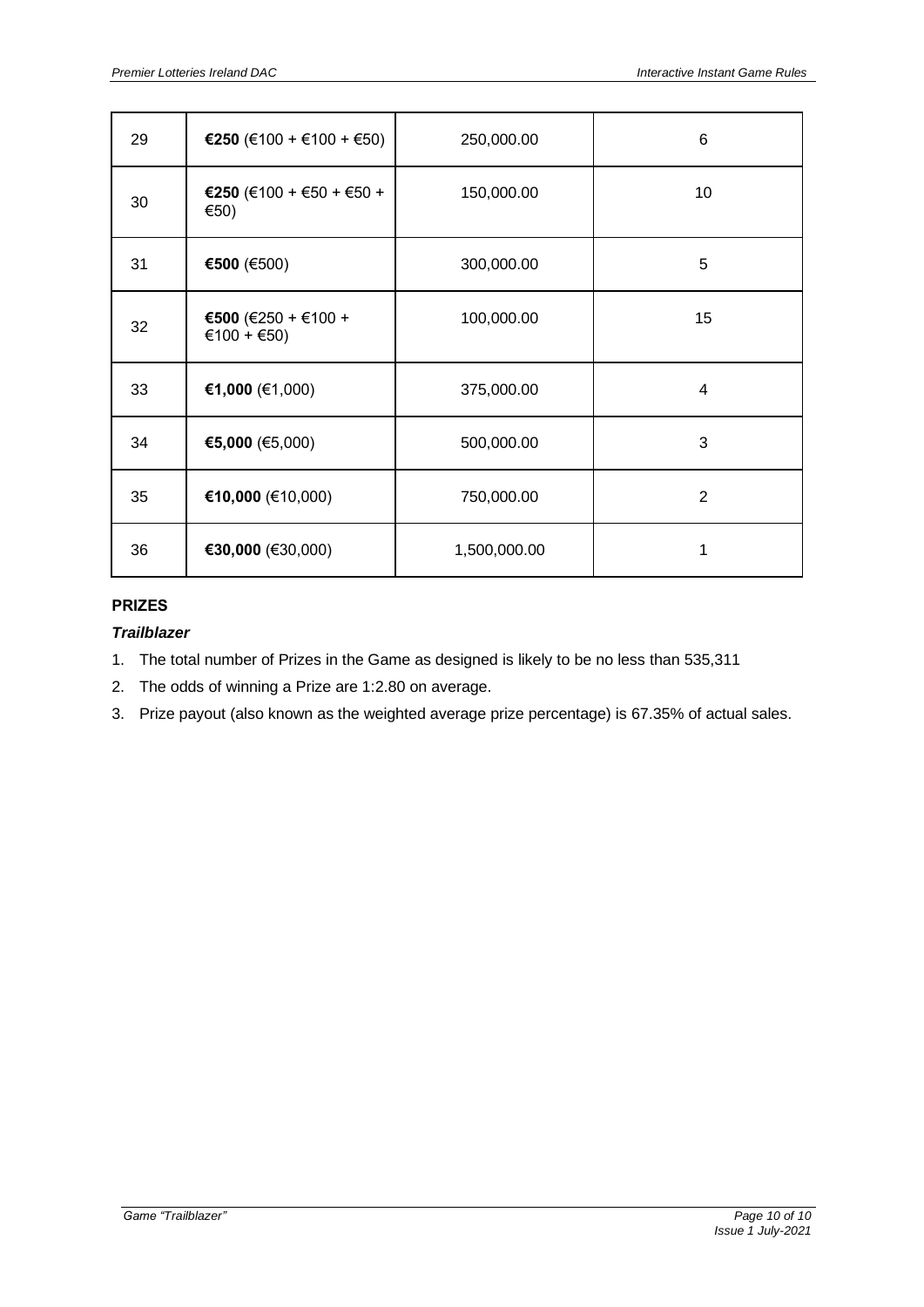| | | | |
|---|---|---|---|
| 29 | **€250** (€100 + €100 + €50) | 250,000.00 | 6 |
| 30 | **€250** (€100 + €50 + €50 + €50) | 150,000.00 | 10 |
| 31 | **€500** (€500) | 300,000.00 | 5 |
| 32 | **€500** (€250 + €100 + €100 + €50) | 100,000.00 | 15 |
| 33 | **€1,000** (€1,000) | 375,000.00 | 4 |
| 34 | **€5,000** (€5,000) | 500,000.00 | 3 |
| 35 | **€10,000** (€10,000) | 750,000.00 | 2 |
| 36 | **€30,000** (€30,000) | 1,500,000.00 | 1 |

**PRIZES**

***Trailblazer***

1. The total number of Prizes in the Game as designed is likely to be no less than 535,311
2. The odds of winning a Prize are 1:2.80 on average.
3. Prize payout (also known as the weighted average prize percentage) is 67.35% of actual sales.